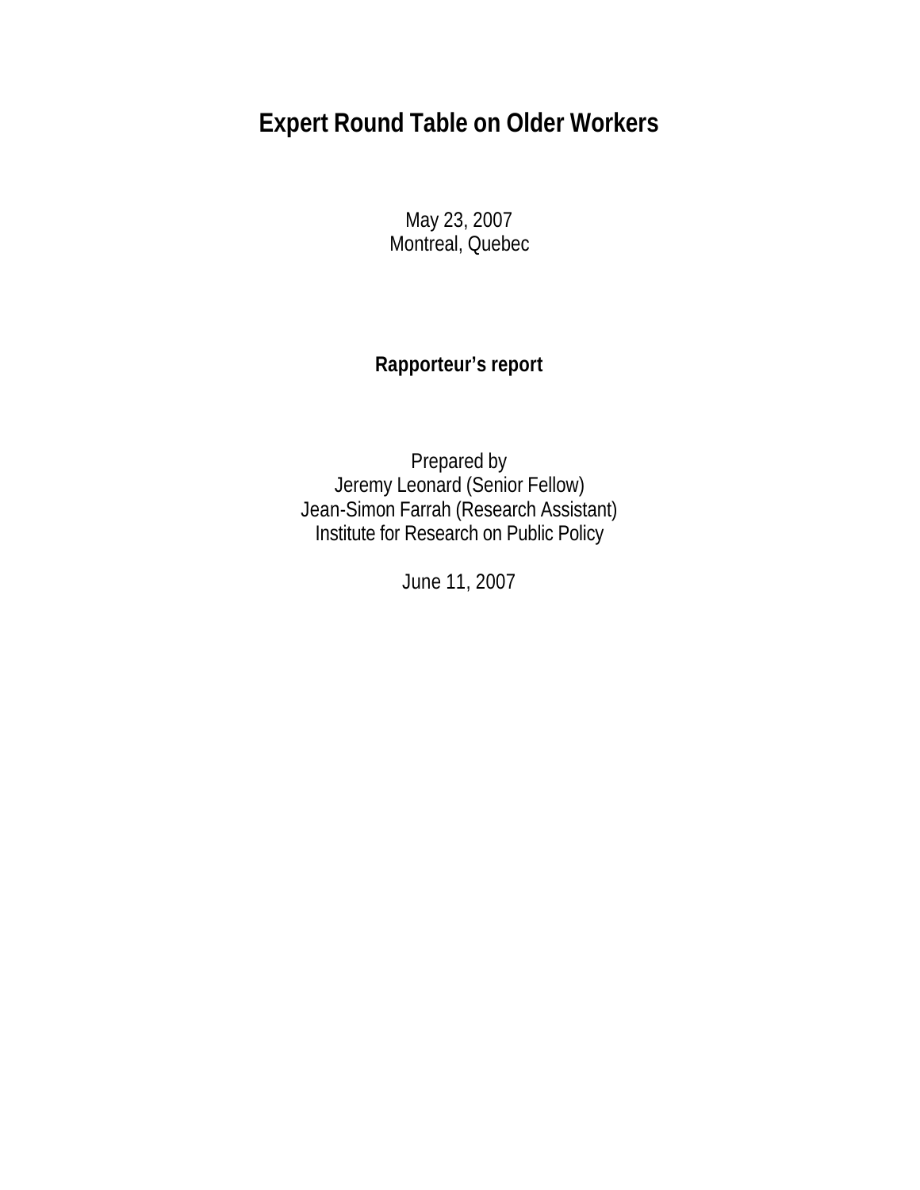# Expert Round Table on Older Workers

May 23, 2007
Montreal, Quebec

**Rapporteur's report**

Prepared by
Jeremy Leonard (Senior Fellow)
Jean-Simon Farrah (Research Assistant)
Institute for Research on Public Policy

June 11, 2007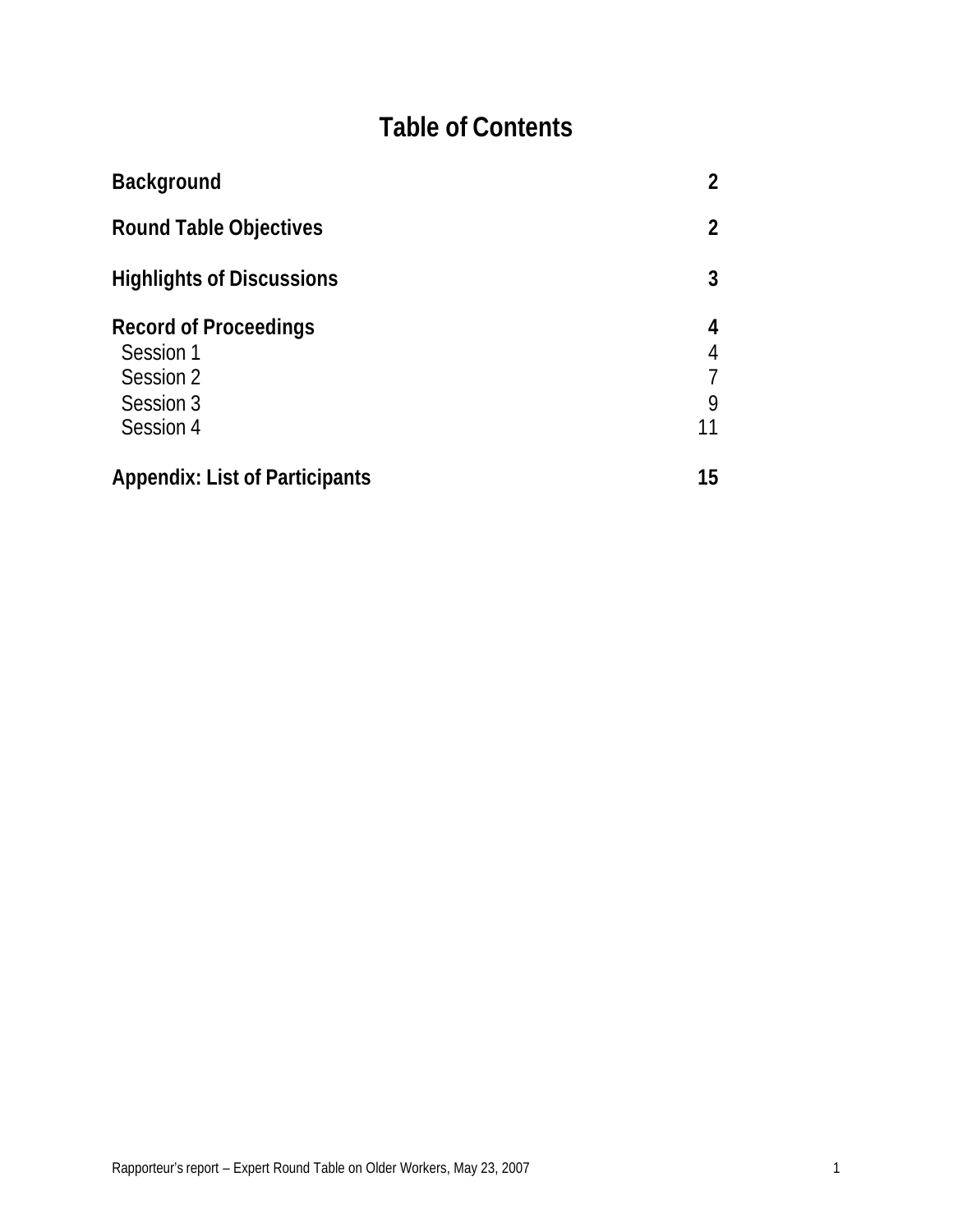# Table of Contents

| | |
|---|---|
| **Background** | **2** |
| **Round Table Objectives** | **2** |
| **Highlights of Discussions** | **3** |
| **Record of Proceedings** | **4** |
| Session 1 | 4 |
| Session 2 | 7 |
| Session 3 | 9 |
| Session 4 | 11 |
| **Appendix: List of Participants** | **15** |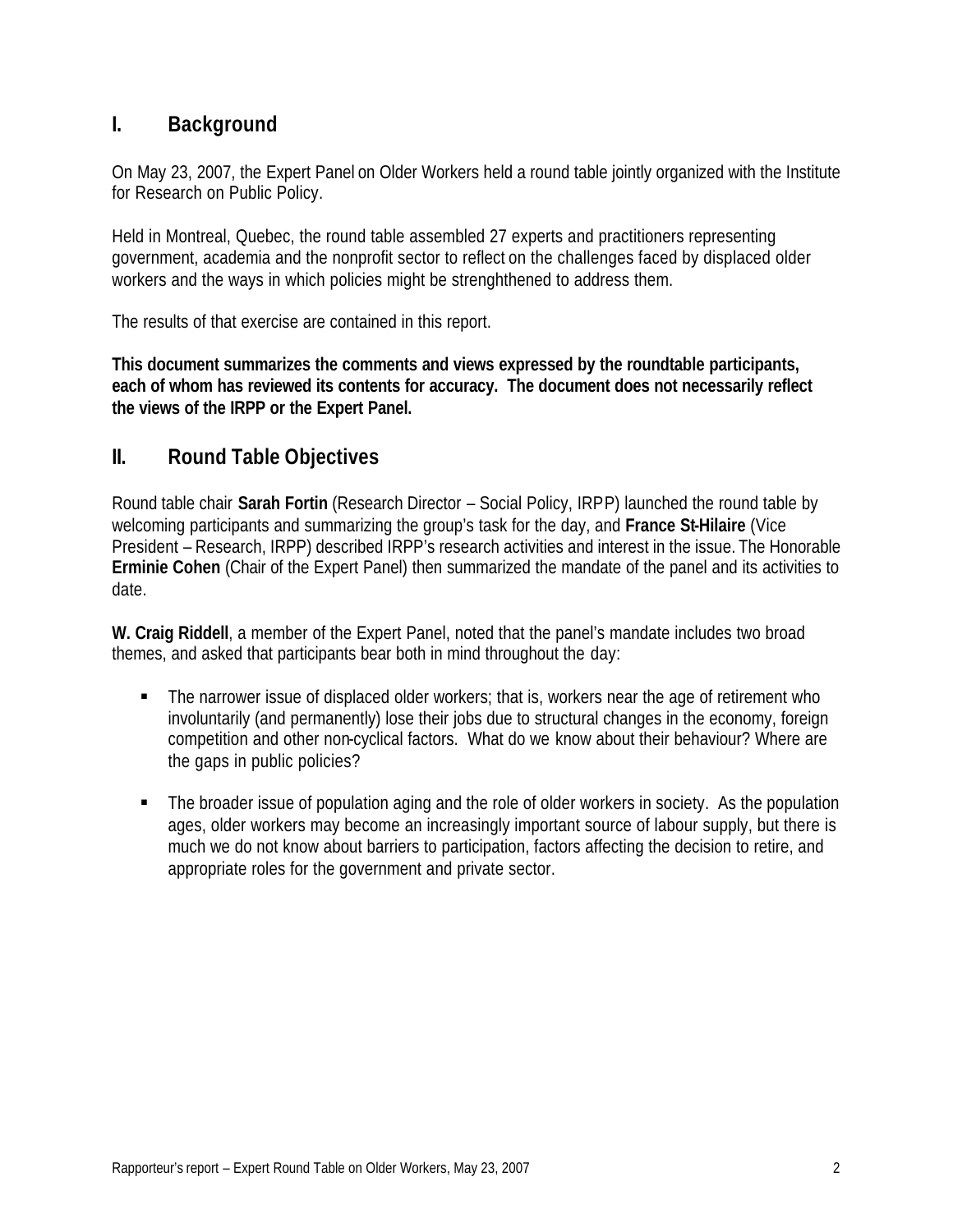## I. Background

On May 23, 2007, the Expert Panel on Older Workers held a round table jointly organized with the Institute for Research on Public Policy.

Held in Montreal, Quebec, the round table assembled 27 experts and practitioners representing government, academia and the nonprofit sector to reflect on the challenges faced by displaced older workers and the ways in which policies might be strenghthened to address them.

The results of that exercise are contained in this report.

**This document summarizes the comments and views expressed by the roundtable participants, each of whom has reviewed its contents for accuracy. The document does not necessarily reflect the views of the IRPP or the Expert Panel.**

## II. Round Table Objectives

Round table chair **Sarah Fortin** (Research Director – Social Policy, IRPP) launched the round table by welcoming participants and summarizing the group's task for the day, and **France St-Hilaire** (Vice President – Research, IRPP) described IRPP's research activities and interest in the issue. The Honorable **Erminie Cohen** (Chair of the Expert Panel) then summarized the mandate of the panel and its activities to date.

**W. Craig Riddell**, a member of the Expert Panel, noted that the panel's mandate includes two broad themes, and asked that participants bear both in mind throughout the day:

- The narrower issue of displaced older workers; that is, workers near the age of retirement who involuntarily (and permanently) lose their jobs due to structural changes in the economy, foreign competition and other non-cyclical factors. What do we know about their behaviour? Where are the gaps in public policies?

- The broader issue of population aging and the role of older workers in society. As the population ages, older workers may become an increasingly important source of labour supply, but there is much we do not know about barriers to participation, factors affecting the decision to retire, and appropriate roles for the government and private sector.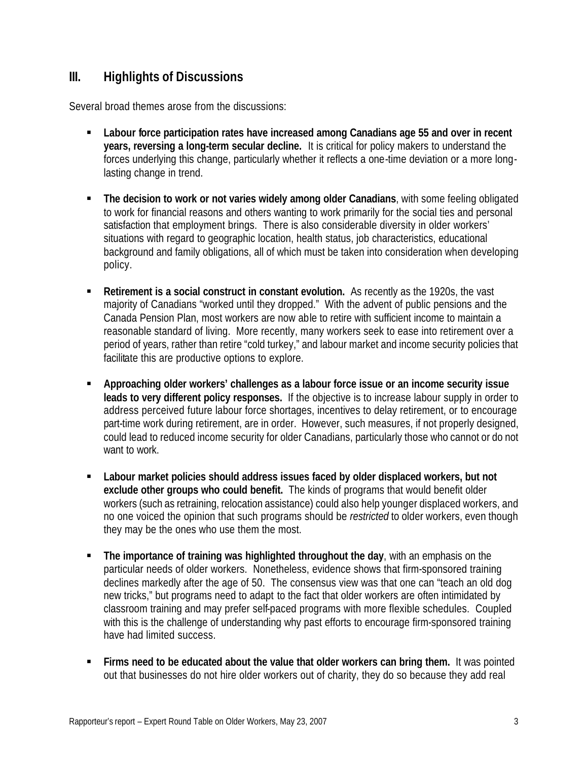## III. Highlights of Discussions

Several broad themes arose from the discussions:

- **Labour force participation rates have increased among Canadians age 55 and over in recent years, reversing a long-term secular decline.** It is critical for policy makers to understand the forces underlying this change, particularly whether it reflects a one-time deviation or a more long-lasting change in trend.

- **The decision to work or not varies widely among older Canadians**, with some feeling obligated to work for financial reasons and others wanting to work primarily for the social ties and personal satisfaction that employment brings. There is also considerable diversity in older workers' situations with regard to geographic location, health status, job characteristics, educational background and family obligations, all of which must be taken into consideration when developing policy.

- **Retirement is a social construct in constant evolution.** As recently as the 1920s, the vast majority of Canadians "worked until they dropped." With the advent of public pensions and the Canada Pension Plan, most workers are now able to retire with sufficient income to maintain a reasonable standard of living. More recently, many workers seek to ease into retirement over a period of years, rather than retire "cold turkey," and labour market and income security policies that facilitate this are productive options to explore.

- **Approaching older workers' challenges as a labour force issue or an income security issue leads to very different policy responses.** If the objective is to increase labour supply in order to address perceived future labour force shortages, incentives to delay retirement, or to encourage part-time work during retirement, are in order. However, such measures, if not properly designed, could lead to reduced income security for older Canadians, particularly those who cannot or do not want to work.

- **Labour market policies should address issues faced by older displaced workers, but not exclude other groups who could benefit.** The kinds of programs that would benefit older workers (such as retraining, relocation assistance) could also help younger displaced workers, and no one voiced the opinion that such programs should be *restricted* to older workers, even though they may be the ones who use them the most.

- **The importance of training was highlighted throughout the day**, with an emphasis on the particular needs of older workers. Nonetheless, evidence shows that firm-sponsored training declines markedly after the age of 50. The consensus view was that one can "teach an old dog new tricks," but programs need to adapt to the fact that older workers are often intimidated by classroom training and may prefer self-paced programs with more flexible schedules. Coupled with this is the challenge of understanding why past efforts to encourage firm-sponsored training have had limited success.

- **Firms need to be educated about the value that older workers can bring them.** It was pointed out that businesses do not hire older workers out of charity, they do so because they add real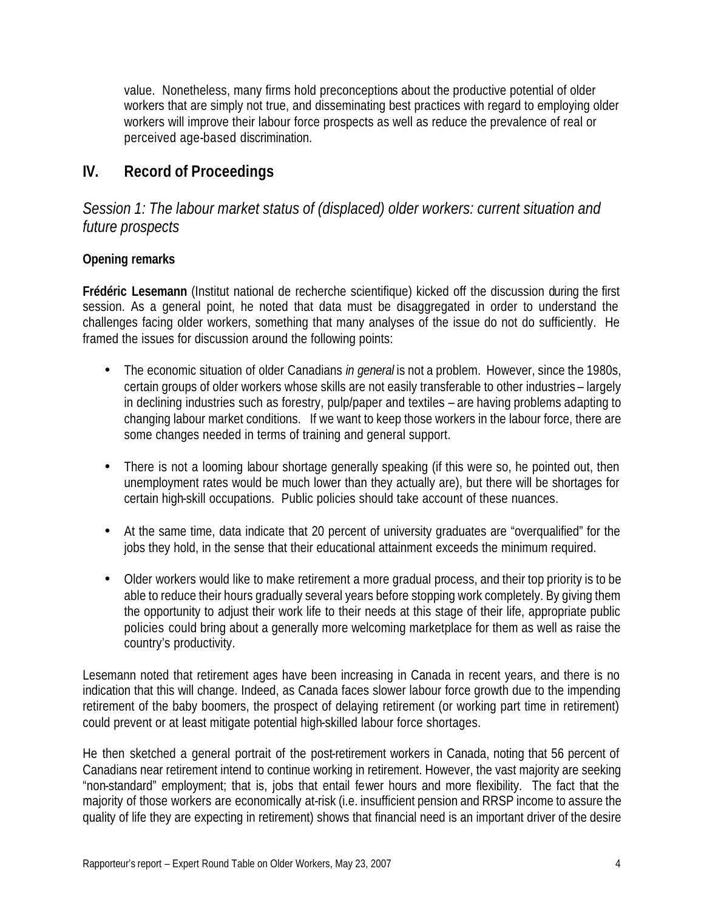value. Nonetheless, many firms hold preconceptions about the productive potential of older workers that are simply not true, and disseminating best practices with regard to employing older workers will improve their labour force prospects as well as reduce the prevalence of real or perceived age-based discrimination.

## IV. Record of Proceedings

### *Session 1: The labour market status of (displaced) older workers: current situation and future prospects*

#### Opening remarks

**Frédéric Lesemann** (Institut national de recherche scientifique) kicked off the discussion during the first session. As a general point, he noted that data must be disaggregated in order to understand the challenges facing older workers, something that many analyses of the issue do not do sufficiently. He framed the issues for discussion around the following points:

- The economic situation of older Canadians *in general* is not a problem. However, since the 1980s, certain groups of older workers whose skills are not easily transferable to other industries – largely in declining industries such as forestry, pulp/paper and textiles – are having problems adapting to changing labour market conditions. If we want to keep those workers in the labour force, there are some changes needed in terms of training and general support.

- There is not a looming labour shortage generally speaking (if this were so, he pointed out, then unemployment rates would be much lower than they actually are), but there will be shortages for certain high-skill occupations. Public policies should take account of these nuances.

- At the same time, data indicate that 20 percent of university graduates are "overqualified" for the jobs they hold, in the sense that their educational attainment exceeds the minimum required.

- Older workers would like to make retirement a more gradual process, and their top priority is to be able to reduce their hours gradually several years before stopping work completely. By giving them the opportunity to adjust their work life to their needs at this stage of their life, appropriate public policies could bring about a generally more welcoming marketplace for them as well as raise the country's productivity.

Lesemann noted that retirement ages have been increasing in Canada in recent years, and there is no indication that this will change. Indeed, as Canada faces slower labour force growth due to the impending retirement of the baby boomers, the prospect of delaying retirement (or working part time in retirement) could prevent or at least mitigate potential high-skilled labour force shortages.

He then sketched a general portrait of the post-retirement workers in Canada, noting that 56 percent of Canadians near retirement intend to continue working in retirement. However, the vast majority are seeking "non-standard" employment; that is, jobs that entail fewer hours and more flexibility. The fact that the majority of those workers are economically at-risk (i.e. insufficient pension and RRSP income to assure the quality of life they are expecting in retirement) shows that financial need is an important driver of the desire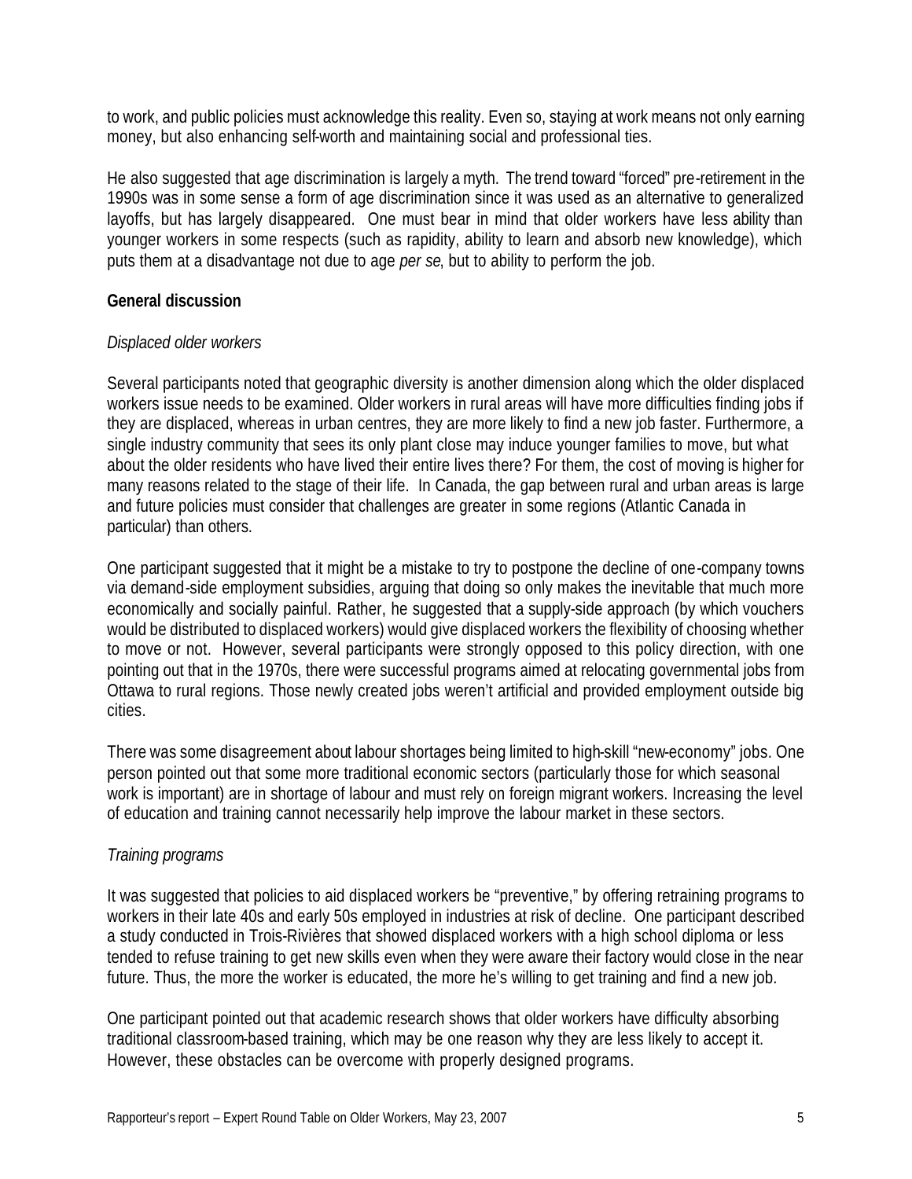to work, and public policies must acknowledge this reality. Even so, staying at work means not only earning money, but also enhancing self-worth and maintaining social and professional ties.

He also suggested that age discrimination is largely a myth. The trend toward "forced" pre-retirement in the 1990s was in some sense a form of age discrimination since it was used as an alternative to generalized layoffs, but has largely disappeared. One must bear in mind that older workers have less ability than younger workers in some respects (such as rapidity, ability to learn and absorb new knowledge), which puts them at a disadvantage not due to age *per se*, but to ability to perform the job.

**General discussion**

*Displaced older workers*

Several participants noted that geographic diversity is another dimension along which the older displaced workers issue needs to be examined. Older workers in rural areas will have more difficulties finding jobs if they are displaced, whereas in urban centres, they are more likely to find a new job faster. Furthermore, a single industry community that sees its only plant close may induce younger families to move, but what about the older residents who have lived their entire lives there? For them, the cost of moving is higher for many reasons related to the stage of their life. In Canada, the gap between rural and urban areas is large and future policies must consider that challenges are greater in some regions (Atlantic Canada in particular) than others.

One participant suggested that it might be a mistake to try to postpone the decline of one-company towns via demand-side employment subsidies, arguing that doing so only makes the inevitable that much more economically and socially painful. Rather, he suggested that a supply-side approach (by which vouchers would be distributed to displaced workers) would give displaced workers the flexibility of choosing whether to move or not. However, several participants were strongly opposed to this policy direction, with one pointing out that in the 1970s, there were successful programs aimed at relocating governmental jobs from Ottawa to rural regions. Those newly created jobs weren't artificial and provided employment outside big cities.

There was some disagreement about labour shortages being limited to high-skill "new-economy" jobs. One person pointed out that some more traditional economic sectors (particularly those for which seasonal work is important) are in shortage of labour and must rely on foreign migrant workers. Increasing the level of education and training cannot necessarily help improve the labour market in these sectors.

*Training programs*

It was suggested that policies to aid displaced workers be "preventive," by offering retraining programs to workers in their late 40s and early 50s employed in industries at risk of decline. One participant described a study conducted in Trois-Rivières that showed displaced workers with a high school diploma or less tended to refuse training to get new skills even when they were aware their factory would close in the near future. Thus, the more the worker is educated, the more he's willing to get training and find a new job.

One participant pointed out that academic research shows that older workers have difficulty absorbing traditional classroom-based training, which may be one reason why they are less likely to accept it. However, these obstacles can be overcome with properly designed programs.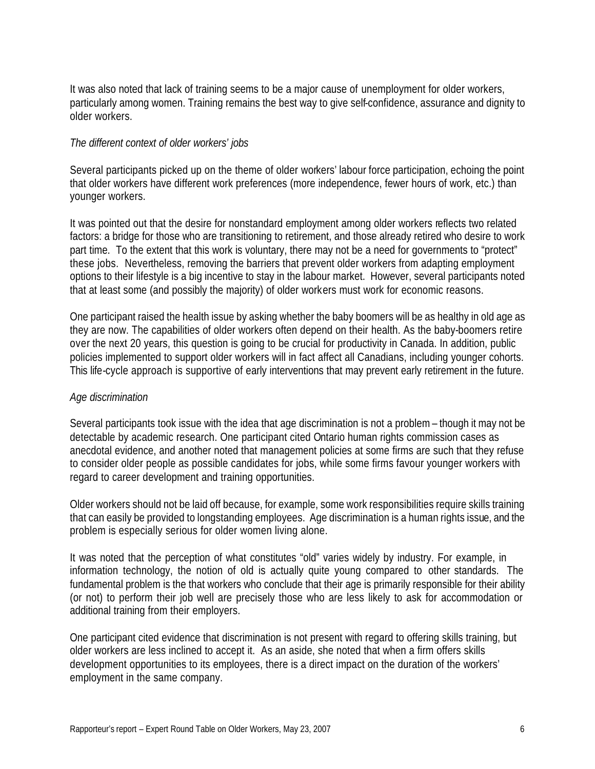It was also noted that lack of training seems to be a major cause of unemployment for older workers, particularly among women. Training remains the best way to give self-confidence, assurance and dignity to older workers.

*The different context of older workers' jobs*

Several participants picked up on the theme of older workers' labour force participation, echoing the point that older workers have different work preferences (more independence, fewer hours of work, etc.) than younger workers.

It was pointed out that the desire for nonstandard employment among older workers reflects two related factors: a bridge for those who are transitioning to retirement, and those already retired who desire to work part time. To the extent that this work is voluntary, there may not be a need for governments to "protect" these jobs. Nevertheless, removing the barriers that prevent older workers from adapting employment options to their lifestyle is a big incentive to stay in the labour market. However, several participants noted that at least some (and possibly the majority) of older workers must work for economic reasons.

One participant raised the health issue by asking whether the baby boomers will be as healthy in old age as they are now. The capabilities of older workers often depend on their health. As the baby-boomers retire over the next 20 years, this question is going to be crucial for productivity in Canada. In addition, public policies implemented to support older workers will in fact affect all Canadians, including younger cohorts. This life-cycle approach is supportive of early interventions that may prevent early retirement in the future.

*Age discrimination*

Several participants took issue with the idea that age discrimination is not a problem – though it may not be detectable by academic research. One participant cited Ontario human rights commission cases as anecdotal evidence, and another noted that management policies at some firms are such that they refuse to consider older people as possible candidates for jobs, while some firms favour younger workers with regard to career development and training opportunities.

Older workers should not be laid off because, for example, some work responsibilities require skills training that can easily be provided to longstanding employees. Age discrimination is a human rights issue, and the problem is especially serious for older women living alone.

It was noted that the perception of what constitutes "old" varies widely by industry. For example, in information technology, the notion of old is actually quite young compared to other standards. The fundamental problem is the that workers who conclude that their age is primarily responsible for their ability (or not) to perform their job well are precisely those who are less likely to ask for accommodation or additional training from their employers.

One participant cited evidence that discrimination is not present with regard to offering skills training, but older workers are less inclined to accept it. As an aside, she noted that when a firm offers skills development opportunities to its employees, there is a direct impact on the duration of the workers' employment in the same company.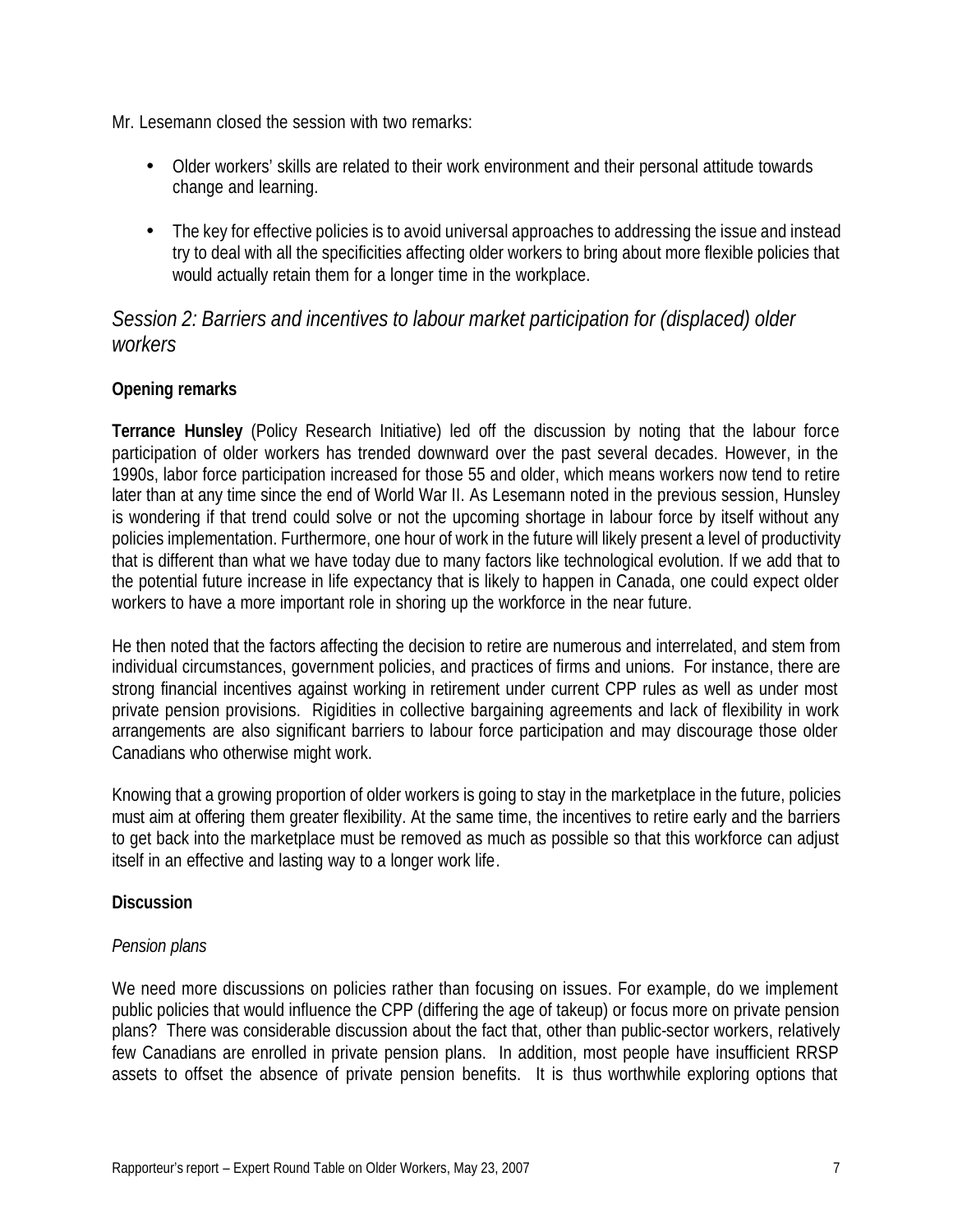Mr. Lesemann closed the session with two remarks:

- Older workers' skills are related to their work environment and their personal attitude towards change and learning.
- The key for effective policies is to avoid universal approaches to addressing the issue and instead try to deal with all the specificities affecting older workers to bring about more flexible policies that would actually retain them for a longer time in the workplace.

## *Session 2: Barriers and incentives to labour market participation for (displaced) older workers*

### Opening remarks

**Terrance Hunsley** (Policy Research Initiative) led off the discussion by noting that the labour force participation of older workers has trended downward over the past several decades. However, in the 1990s, labor force participation increased for those 55 and older, which means workers now tend to retire later than at any time since the end of World War II. As Lesemann noted in the previous session, Hunsley is wondering if that trend could solve or not the upcoming shortage in labour force by itself without any policies implementation. Furthermore, one hour of work in the future will likely present a level of productivity that is different than what we have today due to many factors like technological evolution. If we add that to the potential future increase in life expectancy that is likely to happen in Canada, one could expect older workers to have a more important role in shoring up the workforce in the near future.

He then noted that the factors affecting the decision to retire are numerous and interrelated, and stem from individual circumstances, government policies, and practices of firms and unions. For instance, there are strong financial incentives against working in retirement under current CPP rules as well as under most private pension provisions. Rigidities in collective bargaining agreements and lack of flexibility in work arrangements are also significant barriers to labour force participation and may discourage those older Canadians who otherwise might work.

Knowing that a growing proportion of older workers is going to stay in the marketplace in the future, policies must aim at offering them greater flexibility. At the same time, the incentives to retire early and the barriers to get back into the marketplace must be removed as much as possible so that this workforce can adjust itself in an effective and lasting way to a longer work life.

### Discussion

*Pension plans*

We need more discussions on policies rather than focusing on issues. For example, do we implement public policies that would influence the CPP (differing the age of takeup) or focus more on private pension plans? There was considerable discussion about the fact that, other than public-sector workers, relatively few Canadians are enrolled in private pension plans. In addition, most people have insufficient RRSP assets to offset the absence of private pension benefits. It is thus worthwhile exploring options that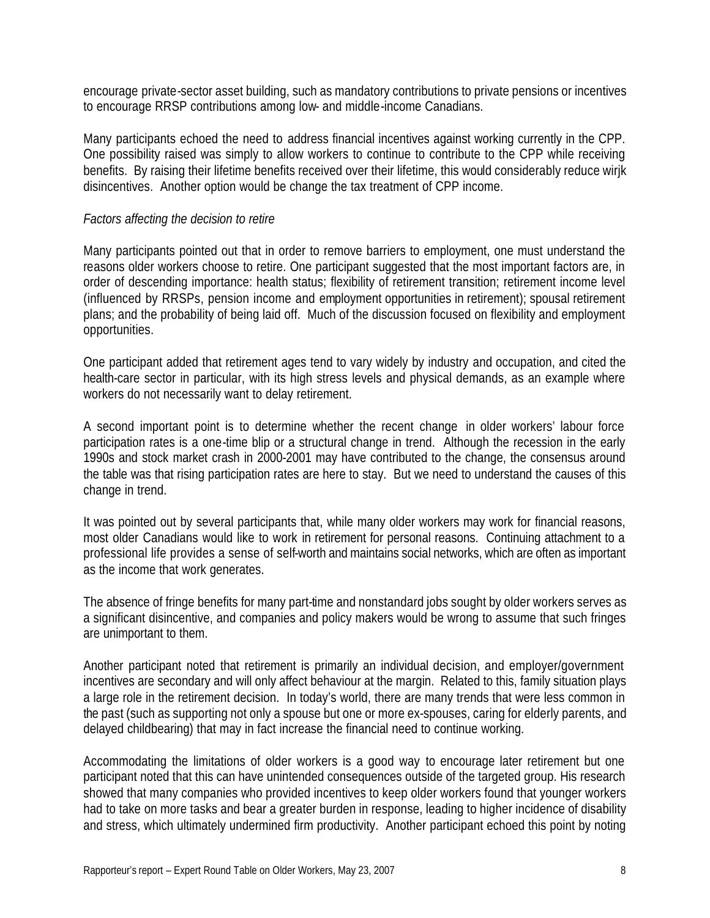encourage private-sector asset building, such as mandatory contributions to private pensions or incentives to encourage RRSP contributions among low- and middle-income Canadians.

Many participants echoed the need to address financial incentives against working currently in the CPP. One possibility raised was simply to allow workers to continue to contribute to the CPP while receiving benefits. By raising their lifetime benefits received over their lifetime, this would considerably reduce wirjk disincentives. Another option would be change the tax treatment of CPP income.

*Factors affecting the decision to retire*

Many participants pointed out that in order to remove barriers to employment, one must understand the reasons older workers choose to retire. One participant suggested that the most important factors are, in order of descending importance: health status; flexibility of retirement transition; retirement income level (influenced by RRSPs, pension income and employment opportunities in retirement); spousal retirement plans; and the probability of being laid off. Much of the discussion focused on flexibility and employment opportunities.

One participant added that retirement ages tend to vary widely by industry and occupation, and cited the health-care sector in particular, with its high stress levels and physical demands, as an example where workers do not necessarily want to delay retirement.

A second important point is to determine whether the recent change in older workers' labour force participation rates is a one-time blip or a structural change in trend. Although the recession in the early 1990s and stock market crash in 2000-2001 may have contributed to the change, the consensus around the table was that rising participation rates are here to stay. But we need to understand the causes of this change in trend.

It was pointed out by several participants that, while many older workers may work for financial reasons, most older Canadians would like to work in retirement for personal reasons. Continuing attachment to a professional life provides a sense of self-worth and maintains social networks, which are often as important as the income that work generates.

The absence of fringe benefits for many part-time and nonstandard jobs sought by older workers serves as a significant disincentive, and companies and policy makers would be wrong to assume that such fringes are unimportant to them.

Another participant noted that retirement is primarily an individual decision, and employer/government incentives are secondary and will only affect behaviour at the margin. Related to this, family situation plays a large role in the retirement decision. In today's world, there are many trends that were less common in the past (such as supporting not only a spouse but one or more ex-spouses, caring for elderly parents, and delayed childbearing) that may in fact increase the financial need to continue working.

Accommodating the limitations of older workers is a good way to encourage later retirement but one participant noted that this can have unintended consequences outside of the targeted group. His research showed that many companies who provided incentives to keep older workers found that younger workers had to take on more tasks and bear a greater burden in response, leading to higher incidence of disability and stress, which ultimately undermined firm productivity. Another participant echoed this point by noting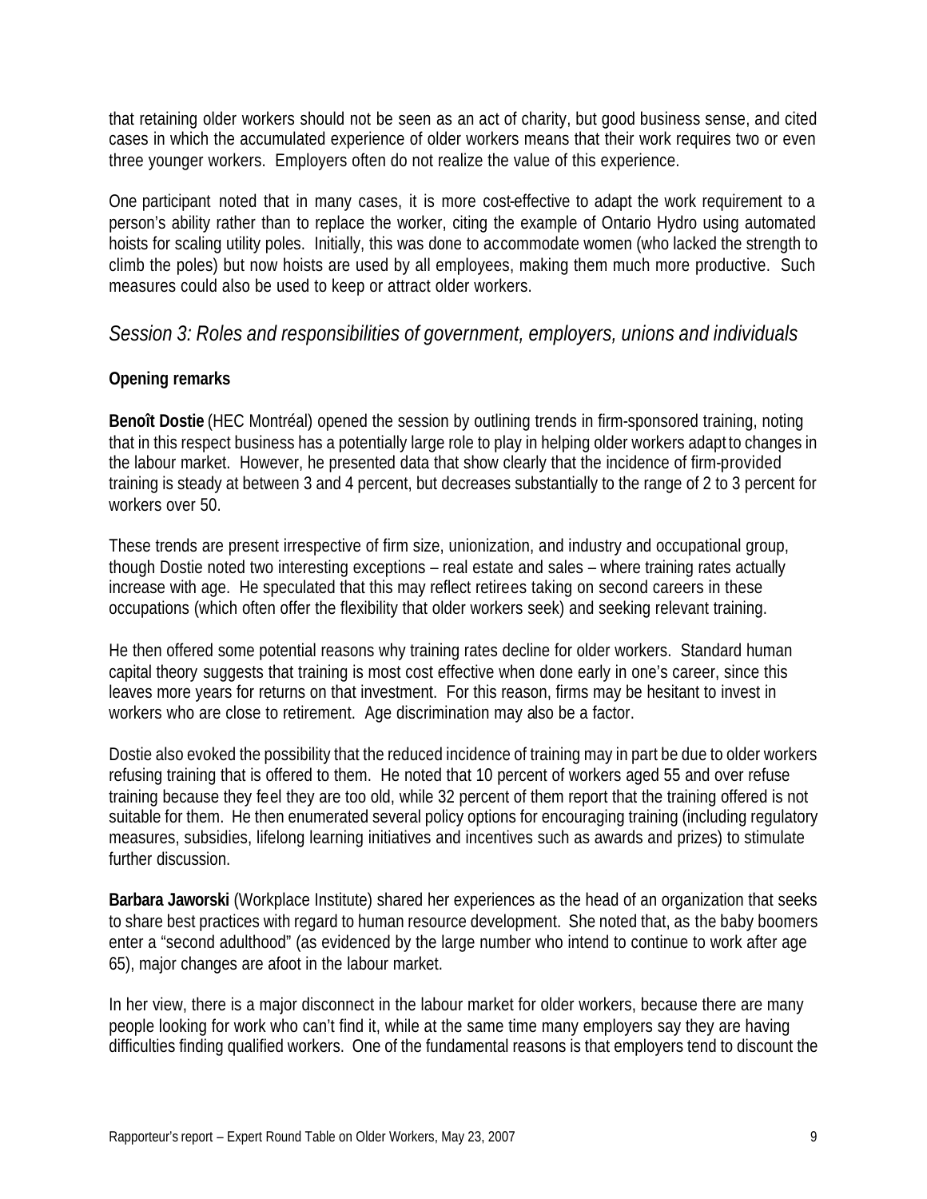that retaining older workers should not be seen as an act of charity, but good business sense, and cited cases in which the accumulated experience of older workers means that their work requires two or even three younger workers. Employers often do not realize the value of this experience.

One participant noted that in many cases, it is more cost-effective to adapt the work requirement to a person's ability rather than to replace the worker, citing the example of Ontario Hydro using automated hoists for scaling utility poles. Initially, this was done to accommodate women (who lacked the strength to climb the poles) but now hoists are used by all employees, making them much more productive. Such measures could also be used to keep or attract older workers.

## *Session 3: Roles and responsibilities of government, employers, unions and individuals*

### Opening remarks

**Benoît Dostie** (HEC Montréal) opened the session by outlining trends in firm-sponsored training, noting that in this respect business has a potentially large role to play in helping older workers adapt to changes in the labour market. However, he presented data that show clearly that the incidence of firm-provided training is steady at between 3 and 4 percent, but decreases substantially to the range of 2 to 3 percent for workers over 50.

These trends are present irrespective of firm size, unionization, and industry and occupational group, though Dostie noted two interesting exceptions – real estate and sales – where training rates actually increase with age. He speculated that this may reflect retirees taking on second careers in these occupations (which often offer the flexibility that older workers seek) and seeking relevant training.

He then offered some potential reasons why training rates decline for older workers. Standard human capital theory suggests that training is most cost effective when done early in one's career, since this leaves more years for returns on that investment. For this reason, firms may be hesitant to invest in workers who are close to retirement. Age discrimination may also be a factor.

Dostie also evoked the possibility that the reduced incidence of training may in part be due to older workers refusing training that is offered to them. He noted that 10 percent of workers aged 55 and over refuse training because they feel they are too old, while 32 percent of them report that the training offered is not suitable for them. He then enumerated several policy options for encouraging training (including regulatory measures, subsidies, lifelong learning initiatives and incentives such as awards and prizes) to stimulate further discussion.

**Barbara Jaworski** (Workplace Institute) shared her experiences as the head of an organization that seeks to share best practices with regard to human resource development. She noted that, as the baby boomers enter a "second adulthood" (as evidenced by the large number who intend to continue to work after age 65), major changes are afoot in the labour market.

In her view, there is a major disconnect in the labour market for older workers, because there are many people looking for work who can't find it, while at the same time many employers say they are having difficulties finding qualified workers. One of the fundamental reasons is that employers tend to discount the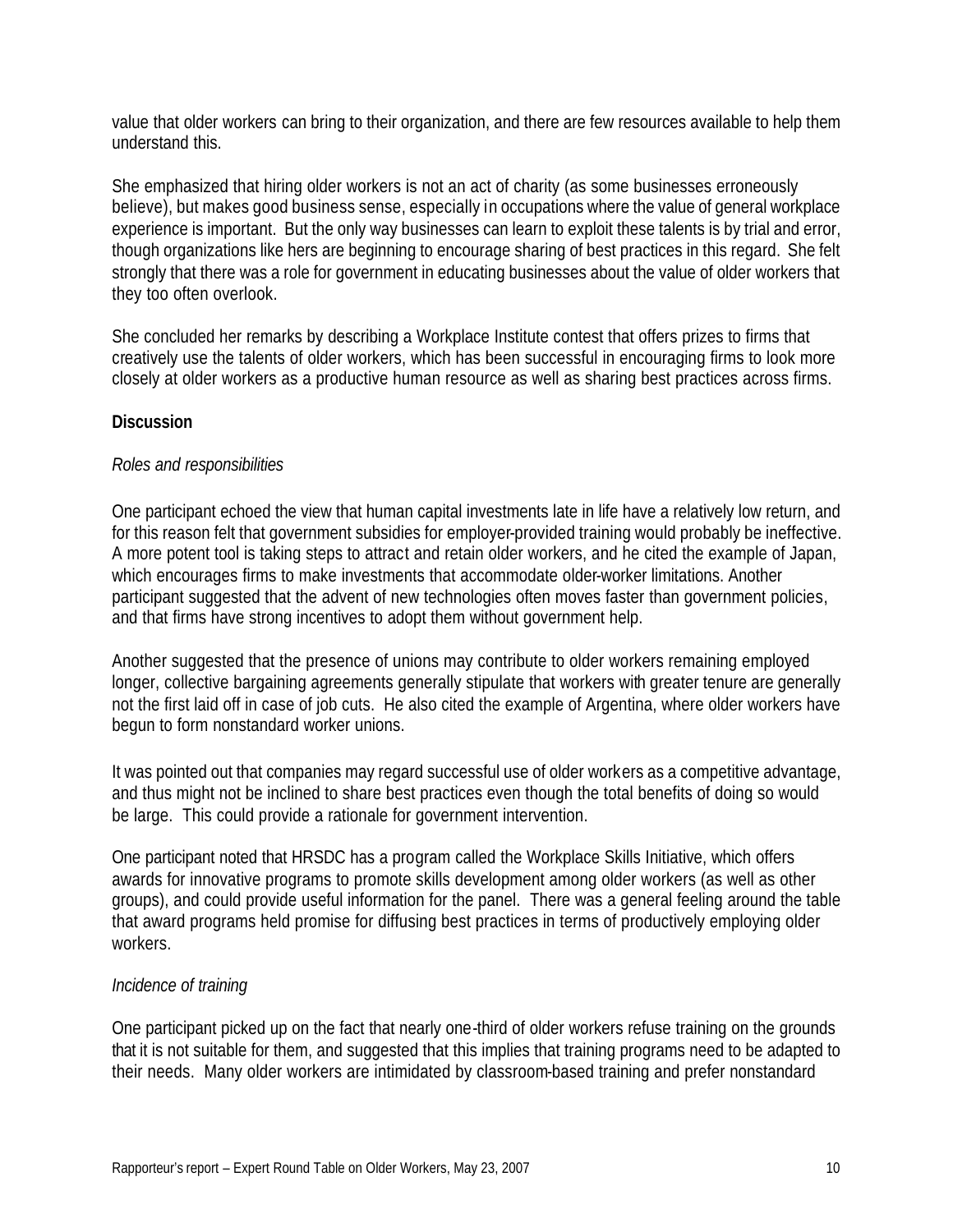value that older workers can bring to their organization, and there are few resources available to help them understand this.

She emphasized that hiring older workers is not an act of charity (as some businesses erroneously believe), but makes good business sense, especially in occupations where the value of general workplace experience is important. But the only way businesses can learn to exploit these talents is by trial and error, though organizations like hers are beginning to encourage sharing of best practices in this regard. She felt strongly that there was a role for government in educating businesses about the value of older workers that they too often overlook.

She concluded her remarks by describing a Workplace Institute contest that offers prizes to firms that creatively use the talents of older workers, which has been successful in encouraging firms to look more closely at older workers as a productive human resource as well as sharing best practices across firms.

**Discussion**

*Roles and responsibilities*

One participant echoed the view that human capital investments late in life have a relatively low return, and for this reason felt that government subsidies for employer-provided training would probably be ineffective. A more potent tool is taking steps to attract and retain older workers, and he cited the example of Japan, which encourages firms to make investments that accommodate older-worker limitations. Another participant suggested that the advent of new technologies often moves faster than government policies, and that firms have strong incentives to adopt them without government help.

Another suggested that the presence of unions may contribute to older workers remaining employed longer, collective bargaining agreements generally stipulate that workers with greater tenure are generally not the first laid off in case of job cuts. He also cited the example of Argentina, where older workers have begun to form nonstandard worker unions.

It was pointed out that companies may regard successful use of older workers as a competitive advantage, and thus might not be inclined to share best practices even though the total benefits of doing so would be large. This could provide a rationale for government intervention.

One participant noted that HRSDC has a program called the Workplace Skills Initiative, which offers awards for innovative programs to promote skills development among older workers (as well as other groups), and could provide useful information for the panel. There was a general feeling around the table that award programs held promise for diffusing best practices in terms of productively employing older workers.

*Incidence of training*

One participant picked up on the fact that nearly one-third of older workers refuse training on the grounds that it is not suitable for them, and suggested that this implies that training programs need to be adapted to their needs. Many older workers are intimidated by classroom-based training and prefer nonstandard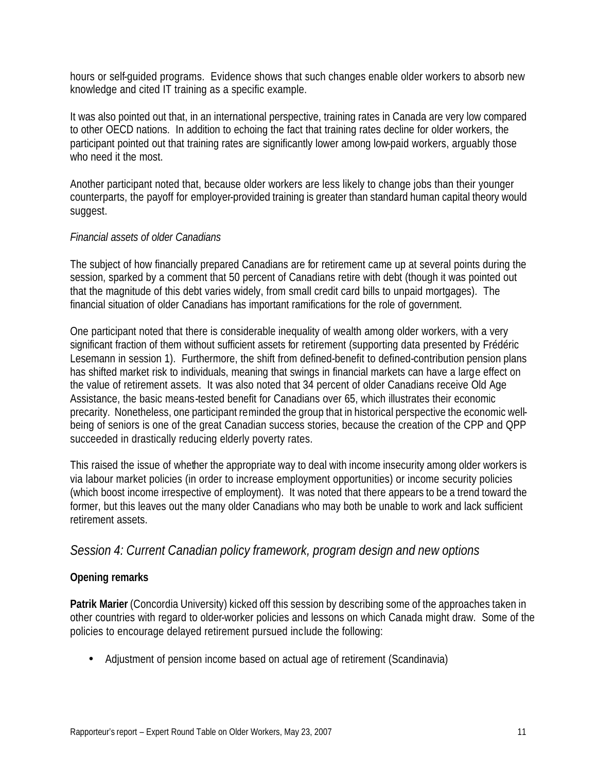hours or self-guided programs. Evidence shows that such changes enable older workers to absorb new knowledge and cited IT training as a specific example.

It was also pointed out that, in an international perspective, training rates in Canada are very low compared to other OECD nations. In addition to echoing the fact that training rates decline for older workers, the participant pointed out that training rates are significantly lower among low-paid workers, arguably those who need it the most.

Another participant noted that, because older workers are less likely to change jobs than their younger counterparts, the payoff for employer-provided training is greater than standard human capital theory would suggest.

*Financial assets of older Canadians*

The subject of how financially prepared Canadians are for retirement came up at several points during the session, sparked by a comment that 50 percent of Canadians retire with debt (though it was pointed out that the magnitude of this debt varies widely, from small credit card bills to unpaid mortgages). The financial situation of older Canadians has important ramifications for the role of government.

One participant noted that there is considerable inequality of wealth among older workers, with a very significant fraction of them without sufficient assets for retirement (supporting data presented by Frédéric Lesemann in session 1). Furthermore, the shift from defined-benefit to defined-contribution pension plans has shifted market risk to individuals, meaning that swings in financial markets can have a large effect on the value of retirement assets. It was also noted that 34 percent of older Canadians receive Old Age Assistance, the basic means-tested benefit for Canadians over 65, which illustrates their economic precarity. Nonetheless, one participant reminded the group that in historical perspective the economic well-being of seniors is one of the great Canadian success stories, because the creation of the CPP and QPP succeeded in drastically reducing elderly poverty rates.

This raised the issue of whether the appropriate way to deal with income insecurity among older workers is via labour market policies (in order to increase employment opportunities) or income security policies (which boost income irrespective of employment). It was noted that there appears to be a trend toward the former, but this leaves out the many older Canadians who may both be unable to work and lack sufficient retirement assets.

## *Session 4: Current Canadian policy framework, program design and new options*

**Opening remarks**

**Patrik Marier** (Concordia University) kicked off this session by describing some of the approaches taken in other countries with regard to older-worker policies and lessons on which Canada might draw. Some of the policies to encourage delayed retirement pursued include the following:

- Adjustment of pension income based on actual age of retirement (Scandinavia)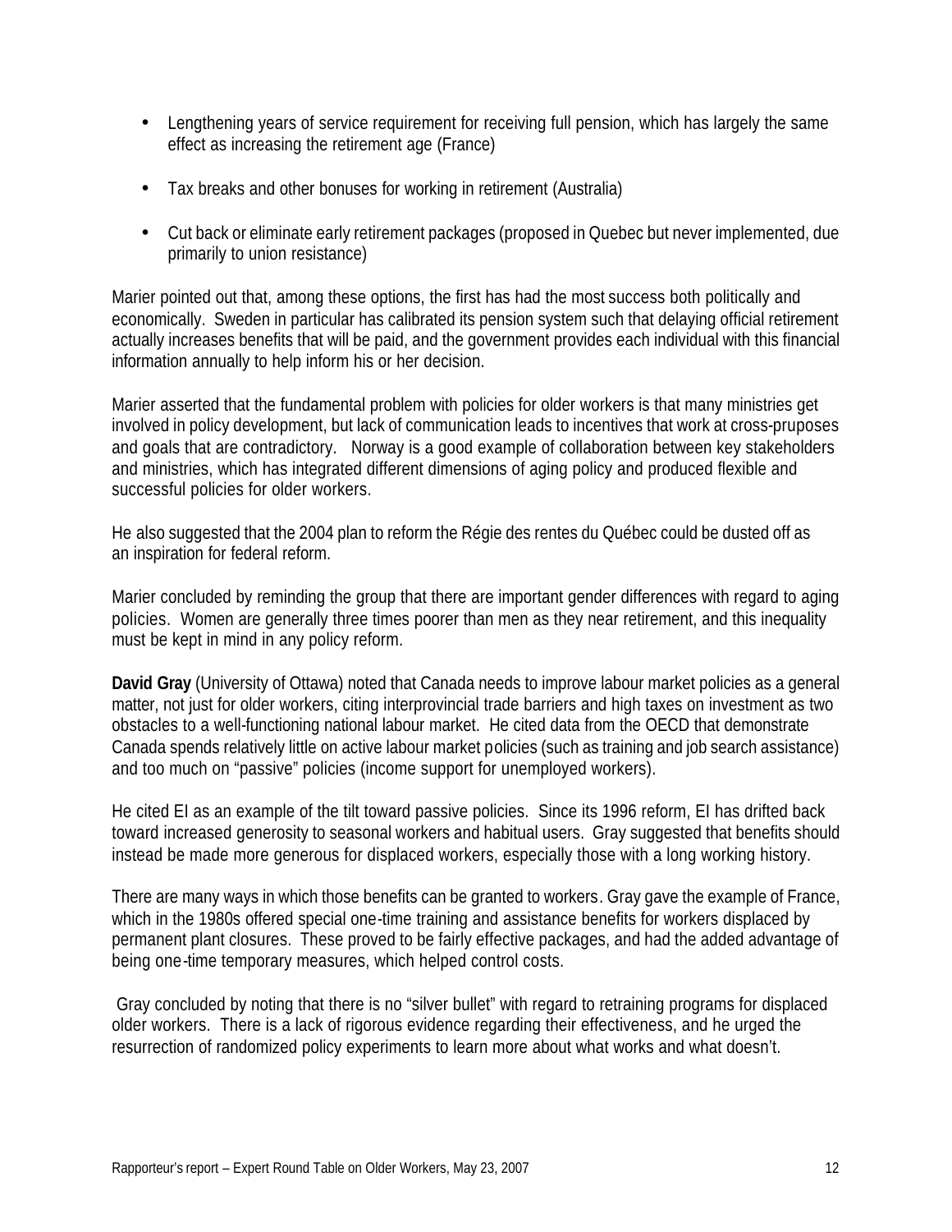- Lengthening years of service requirement for receiving full pension, which has largely the same effect as increasing the retirement age (France)
- Tax breaks and other bonuses for working in retirement (Australia)
- Cut back or eliminate early retirement packages (proposed in Quebec but never implemented, due primarily to union resistance)

Marier pointed out that, among these options, the first has had the most success both politically and economically. Sweden in particular has calibrated its pension system such that delaying official retirement actually increases benefits that will be paid, and the government provides each individual with this financial information annually to help inform his or her decision.

Marier asserted that the fundamental problem with policies for older workers is that many ministries get involved in policy development, but lack of communication leads to incentives that work at cross-pruposes and goals that are contradictory. Norway is a good example of collaboration between key stakeholders and ministries, which has integrated different dimensions of aging policy and produced flexible and successful policies for older workers.

He also suggested that the 2004 plan to reform the Régie des rentes du Québec could be dusted off as an inspiration for federal reform.

Marier concluded by reminding the group that there are important gender differences with regard to aging policies. Women are generally three times poorer than men as they near retirement, and this inequality must be kept in mind in any policy reform.

**David Gray** (University of Ottawa) noted that Canada needs to improve labour market policies as a general matter, not just for older workers, citing interprovincial trade barriers and high taxes on investment as two obstacles to a well-functioning national labour market. He cited data from the OECD that demonstrate Canada spends relatively little on active labour market policies (such as training and job search assistance) and too much on "passive" policies (income support for unemployed workers).

He cited EI as an example of the tilt toward passive policies. Since its 1996 reform, EI has drifted back toward increased generosity to seasonal workers and habitual users. Gray suggested that benefits should instead be made more generous for displaced workers, especially those with a long working history.

There are many ways in which those benefits can be granted to workers. Gray gave the example of France, which in the 1980s offered special one-time training and assistance benefits for workers displaced by permanent plant closures. These proved to be fairly effective packages, and had the added advantage of being one-time temporary measures, which helped control costs.

Gray concluded by noting that there is no "silver bullet" with regard to retraining programs for displaced older workers. There is a lack of rigorous evidence regarding their effectiveness, and he urged the resurrection of randomized policy experiments to learn more about what works and what doesn't.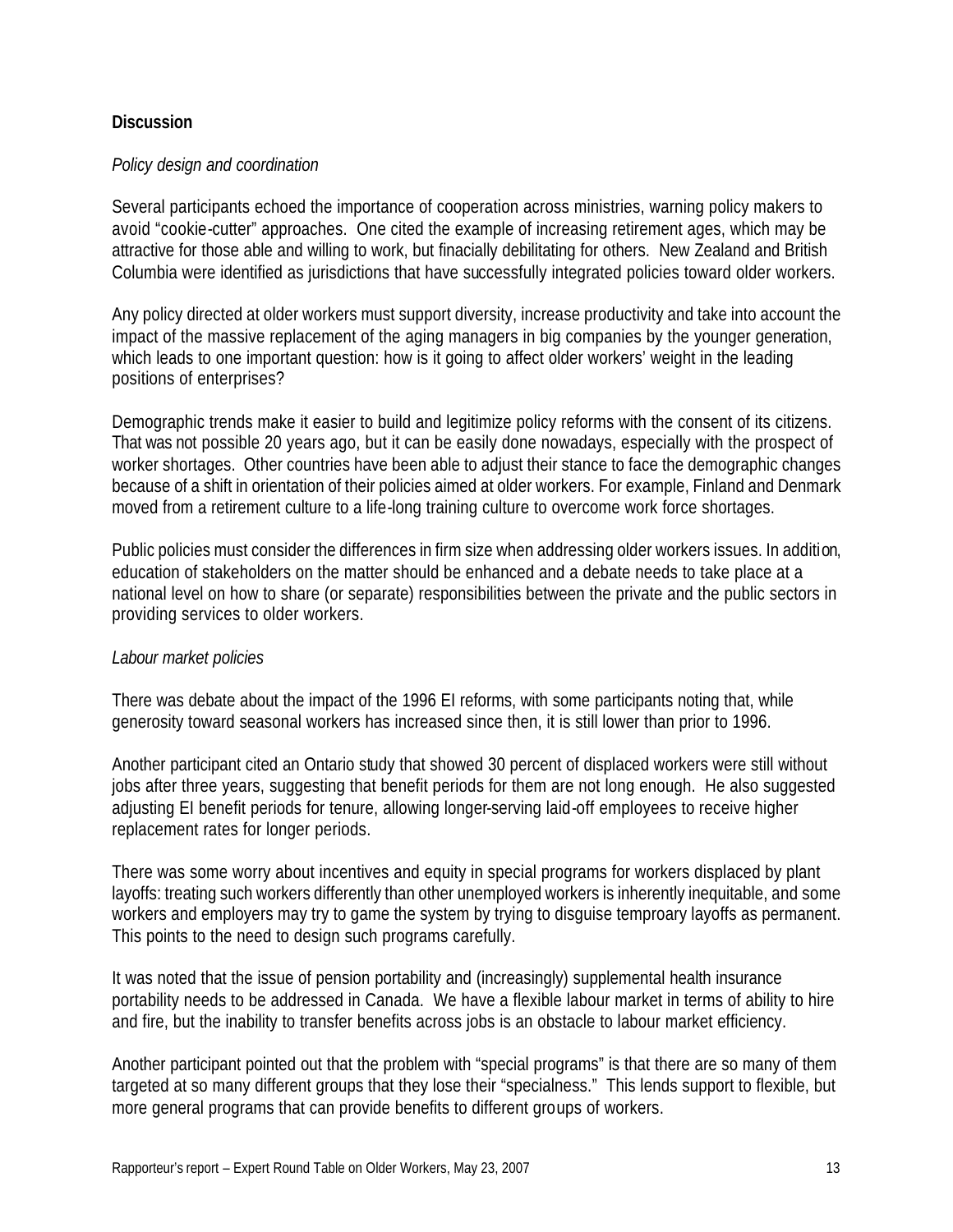**Discussion**

*Policy design and coordination*

Several participants echoed the importance of cooperation across ministries, warning policy makers to avoid "cookie-cutter" approaches. One cited the example of increasing retirement ages, which may be attractive for those able and willing to work, but finacially debilitating for others. New Zealand and British Columbia were identified as jurisdictions that have successfully integrated policies toward older workers.

Any policy directed at older workers must support diversity, increase productivity and take into account the impact of the massive replacement of the aging managers in big companies by the younger generation, which leads to one important question: how is it going to affect older workers' weight in the leading positions of enterprises?

Demographic trends make it easier to build and legitimize policy reforms with the consent of its citizens. That was not possible 20 years ago, but it can be easily done nowadays, especially with the prospect of worker shortages. Other countries have been able to adjust their stance to face the demographic changes because of a shift in orientation of their policies aimed at older workers. For example, Finland and Denmark moved from a retirement culture to a life-long training culture to overcome work force shortages.

Public policies must consider the differences in firm size when addressing older workers issues. In addition, education of stakeholders on the matter should be enhanced and a debate needs to take place at a national level on how to share (or separate) responsibilities between the private and the public sectors in providing services to older workers.

*Labour market policies*

There was debate about the impact of the 1996 EI reforms, with some participants noting that, while generosity toward seasonal workers has increased since then, it is still lower than prior to 1996.

Another participant cited an Ontario study that showed 30 percent of displaced workers were still without jobs after three years, suggesting that benefit periods for them are not long enough. He also suggested adjusting EI benefit periods for tenure, allowing longer-serving laid-off employees to receive higher replacement rates for longer periods.

There was some worry about incentives and equity in special programs for workers displaced by plant layoffs: treating such workers differently than other unemployed workers is inherently inequitable, and some workers and employers may try to game the system by trying to disguise temproary layoffs as permanent. This points to the need to design such programs carefully.

It was noted that the issue of pension portability and (increasingly) supplemental health insurance portability needs to be addressed in Canada. We have a flexible labour market in terms of ability to hire and fire, but the inability to transfer benefits across jobs is an obstacle to labour market efficiency.

Another participant pointed out that the problem with "special programs" is that there are so many of them targeted at so many different groups that they lose their "specialness." This lends support to flexible, but more general programs that can provide benefits to different groups of workers.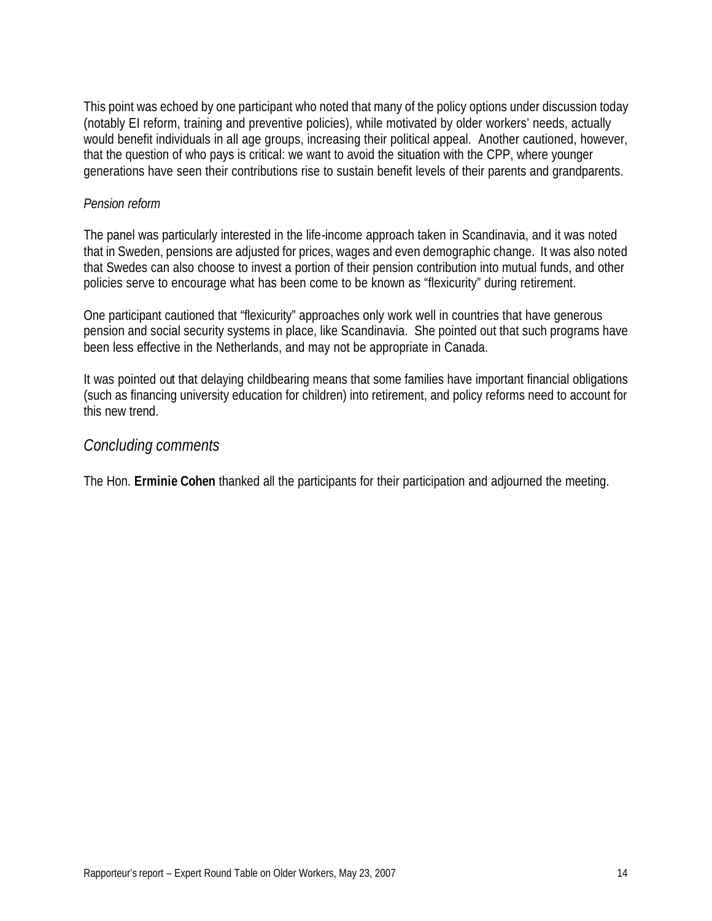This point was echoed by one participant who noted that many of the policy options under discussion today (notably EI reform, training and preventive policies), while motivated by older workers' needs, actually would benefit individuals in all age groups, increasing their political appeal. Another cautioned, however, that the question of who pays is critical: we want to avoid the situation with the CPP, where younger generations have seen their contributions rise to sustain benefit levels of their parents and grandparents.

*Pension reform*

The panel was particularly interested in the life-income approach taken in Scandinavia, and it was noted that in Sweden, pensions are adjusted for prices, wages and even demographic change. It was also noted that Swedes can also choose to invest a portion of their pension contribution into mutual funds, and other policies serve to encourage what has been come to be known as "flexicurity" during retirement.

One participant cautioned that "flexicurity" approaches only work well in countries that have generous pension and social security systems in place, like Scandinavia. She pointed out that such programs have been less effective in the Netherlands, and may not be appropriate in Canada.

It was pointed out that delaying childbearing means that some families have important financial obligations (such as financing university education for children) into retirement, and policy reforms need to account for this new trend.

## *Concluding comments*

The Hon. **Erminie Cohen** thanked all the participants for their participation and adjourned the meeting.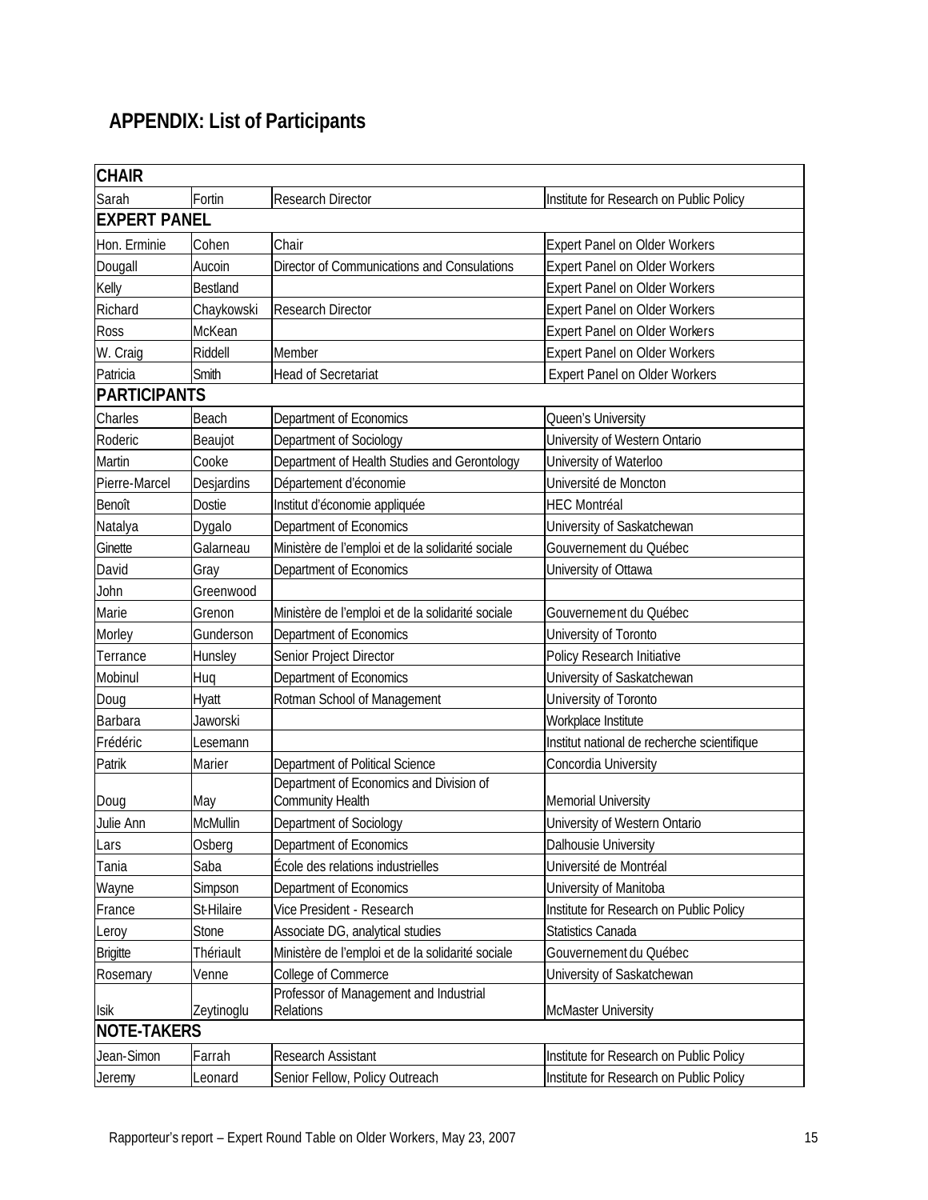## APPENDIX: List of Participants

| | | | |
|---|---|---|---|
| **CHAIR** | | | |
| Sarah | Fortin | Research Director | Institute for Research on Public Policy |
| **EXPERT PANEL** | | | |
| Hon. Erminie | Cohen | Chair | Expert Panel on Older Workers |
| Dougall | Aucoin | Director of Communications and Consulations | Expert Panel on Older Workers |
| Kelly | Bestland | | Expert Panel on Older Workers |
| Richard | Chaykowski | Research Director | Expert Panel on Older Workers |
| Ross | McKean | | Expert Panel on Older Workers |
| W. Craig | Riddell | Member | Expert Panel on Older Workers |
| Patricia | Smith | Head of Secretariat | Expert Panel on Older Workers |
| **PARTICIPANTS** | | | |
| Charles | Beach | Department of Economics | Queen's University |
| Roderic | Beaujot | Department of Sociology | University of Western Ontario |
| Martin | Cooke | Department of Health Studies and Gerontology | University of Waterloo |
| Pierre-Marcel | Desjardins | Département d'économie | Université de Moncton |
| Benoît | Dostie | Institut d'économie appliquée | HEC Montréal |
| Natalya | Dygalo | Department of Economics | University of Saskatchewan |
| Ginette | Galarneau | Ministère de l'emploi et de la solidarité sociale | Gouvernement du Québec |
| David | Gray | Department of Economics | University of Ottawa |
| John | Greenwood | | |
| Marie | Grenon | Ministère de l'emploi et de la solidarité sociale | Gouvernement du Québec |
| Morley | Gunderson | Department of Economics | University of Toronto |
| Terrance | Hunsley | Senior Project Director | Policy Research Initiative |
| Mobinul | Huq | Department of Economics | University of Saskatchewan |
| Doug | Hyatt | Rotman School of Management | University of Toronto |
| Barbara | Jaworski | | Workplace Institute |
| Frédéric | Lesemann | | Institut national de recherche scientifique |
| Patrik | Marier | Department of Political Science | Concordia University |
| Doug | May | Department of Economics and Division of Community Health | Memorial University |
| Julie Ann | McMullin | Department of Sociology | University of Western Ontario |
| Lars | Osberg | Department of Economics | Dalhousie University |
| Tania | Saba | École des relations industrielles | Université de Montréal |
| Wayne | Simpson | Department of Economics | University of Manitoba |
| France | St-Hilaire | Vice President - Research | Institute for Research on Public Policy |
| Leroy | Stone | Associate DG, analytical studies | Statistics Canada |
| Brigitte | Thériault | Ministère de l'emploi et de la solidarité sociale | Gouvernement du Québec |
| Rosemary | Venne | College of Commerce | University of Saskatchewan |
| Isik | Zeytinoglu | Professor of Management and Industrial Relations | McMaster University |
| **NOTE-TAKERS** | | | |
| Jean-Simon | Farrah | Research Assistant | Institute for Research on Public Policy |
| Jeremy | Leonard | Senior Fellow, Policy Outreach | Institute for Research on Public Policy |